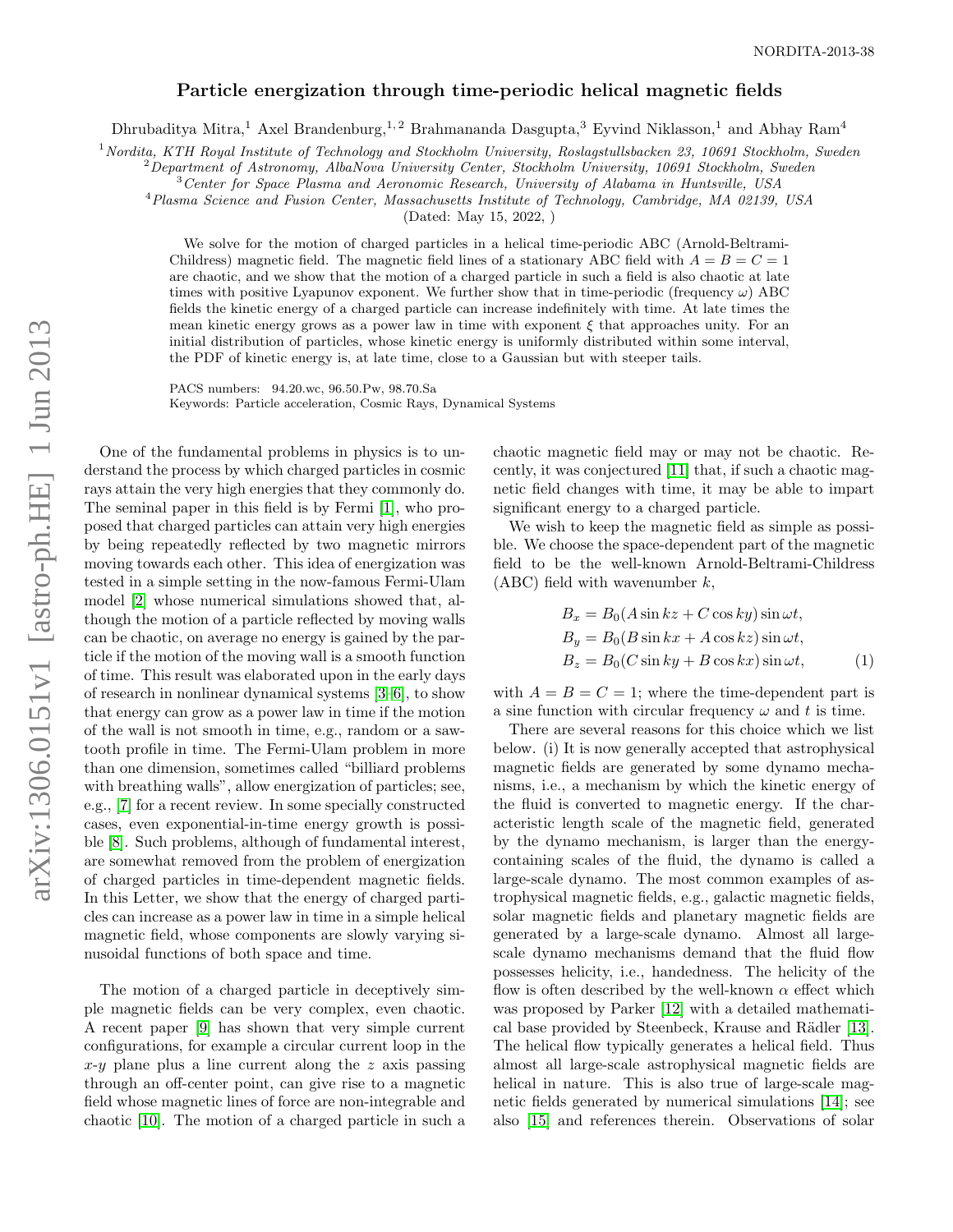NORDITA-2013-38

# Particle energization through time-periodic helical magnetic fields

Dhrubaditya Mitra,[1] Axel Brandenburg,[1,2] Brahmananda Dasgupta,[3] Eyvind Niklasson,[1] and Abhay Ram[4]

[1] *Nordita, KTH Royal Institute of Technology and Stockholm University, Roslagstullsbacken 23, 10691 Stockholm, Sweden*
[2] *Department of Astronomy, AlbaNova University Center, Stockholm University, 10691 Stockholm, Sweden*
[3] *Center for Space Plasma and Aeronomic Research, University of Alabama in Huntsville, USA*
[4] *Plasma Science and Fusion Center, Massachusetts Institute of Technology, Cambridge, MA 02139, USA*

(Dated: May 15, 2022, )

We solve for the motion of charged particles in a helical time-periodic ABC (Arnold-Beltrami-Childress) magnetic field. The magnetic field lines of a stationary ABC field with $A = B = C = 1$ are chaotic, and we show that the motion of a charged particle in such a field is also chaotic at late times with positive Lyapunov exponent. We further show that in time-periodic (frequency $\omega$) ABC fields the kinetic energy of a charged particle can increase indefinitely with time. At late times the mean kinetic energy grows as a power law in time with exponent $\xi$ that approaches unity. For an initial distribution of particles, whose kinetic energy is uniformly distributed within some interval, the PDF of kinetic energy is, at late time, close to a Gaussian but with steeper tails.

PACS numbers: 94.20.wc, 96.50.Pw, 98.70.Sa
Keywords: Particle acceleration, Cosmic Rays, Dynamical Systems

One of the fundamental problems in physics is to understand the process by which charged particles in cosmic rays attain the very high energies that they commonly do. The seminal paper in this field is by Fermi [1], who proposed that charged particles can attain very high energies by being repeatedly reflected by two magnetic mirrors moving towards each other. This idea of energization was tested in a simple setting in the now-famous Fermi-Ulam model [2] whose numerical simulations showed that, although the motion of a particle reflected by moving walls can be chaotic, on average no energy is gained by the particle if the motion of the moving wall is a smooth function of time. This result was elaborated upon in the early days of research in nonlinear dynamical systems [3–6], to show that energy can grow as a power law in time if the motion of the wall is not smooth in time, e.g., random or a sawtooth profile in time. The Fermi-Ulam problem in more than one dimension, sometimes called "billiard problems with breathing walls", allow energization of particles; see, e.g., [7] for a recent review. In some specially constructed cases, even exponential-in-time energy growth is possible [8]. Such problems, although of fundamental interest, are somewhat removed from the problem of energization of charged particles in time-dependent magnetic fields. In this Letter, we show that the energy of charged particles can increase as a power law in time in a simple helical magnetic field, whose components are slowly varying sinusoidal functions of both space and time.

The motion of a charged particle in deceptively simple magnetic fields can be very complex, even chaotic. A recent paper [9] has shown that very simple current configurations, for example a circular current loop in the $x$-$y$ plane plus a line current along the $z$ axis passing through an off-center point, can give rise to a magnetic field whose magnetic lines of force are non-integrable and chaotic [10]. The motion of a charged particle in such a chaotic magnetic field may or may not be chaotic. Recently, it was conjectured [11] that, if such a chaotic magnetic field changes with time, it may be able to impart significant energy to a charged particle.

We wish to keep the magnetic field as simple as possible. We choose the space-dependent part of the magnetic field to be the well-known Arnold-Beltrami-Childress (ABC) field with wavenumber $k$,

$$
\begin{aligned}
B_x &= B_0(A\sin kz + C\cos ky)\sin\omega t,\\
B_y &= B_0(B\sin kx + A\cos kz)\sin\omega t,\\
B_z &= B_0(C\sin ky + B\cos kx)\sin\omega t,
\end{aligned}
\qquad (1)
$$

with $A = B = C = 1$; where the time-dependent part is a sine function with circular frequency $\omega$ and $t$ is time.

There are several reasons for this choice which we list below. (i) It is now generally accepted that astrophysical magnetic fields are generated by some dynamo mechanisms, i.e., a mechanism by which the kinetic energy of the fluid is converted to magnetic energy. If the characteristic length scale of the magnetic field, generated by the dynamo mechanism, is larger than the energy-containing scales of the fluid, the dynamo is called a large-scale dynamo. The most common examples of astrophysical magnetic fields, e.g., galactic magnetic fields, solar magnetic fields and planetary magnetic fields are generated by a large-scale dynamo. Almost all large-scale dynamo mechanisms demand that the fluid flow possesses helicity, i.e., handedness. The helicity of the flow is often described by the well-known $\alpha$ effect which was proposed by Parker [12] with a detailed mathematical base provided by Steenbeck, Krause and Rädler [13]. The helical flow typically generates a helical field. Thus almost all large-scale astrophysical magnetic fields are helical in nature. This is also true of large-scale magnetic fields generated by numerical simulations [14]; see also [15] and references therein. Observations of solar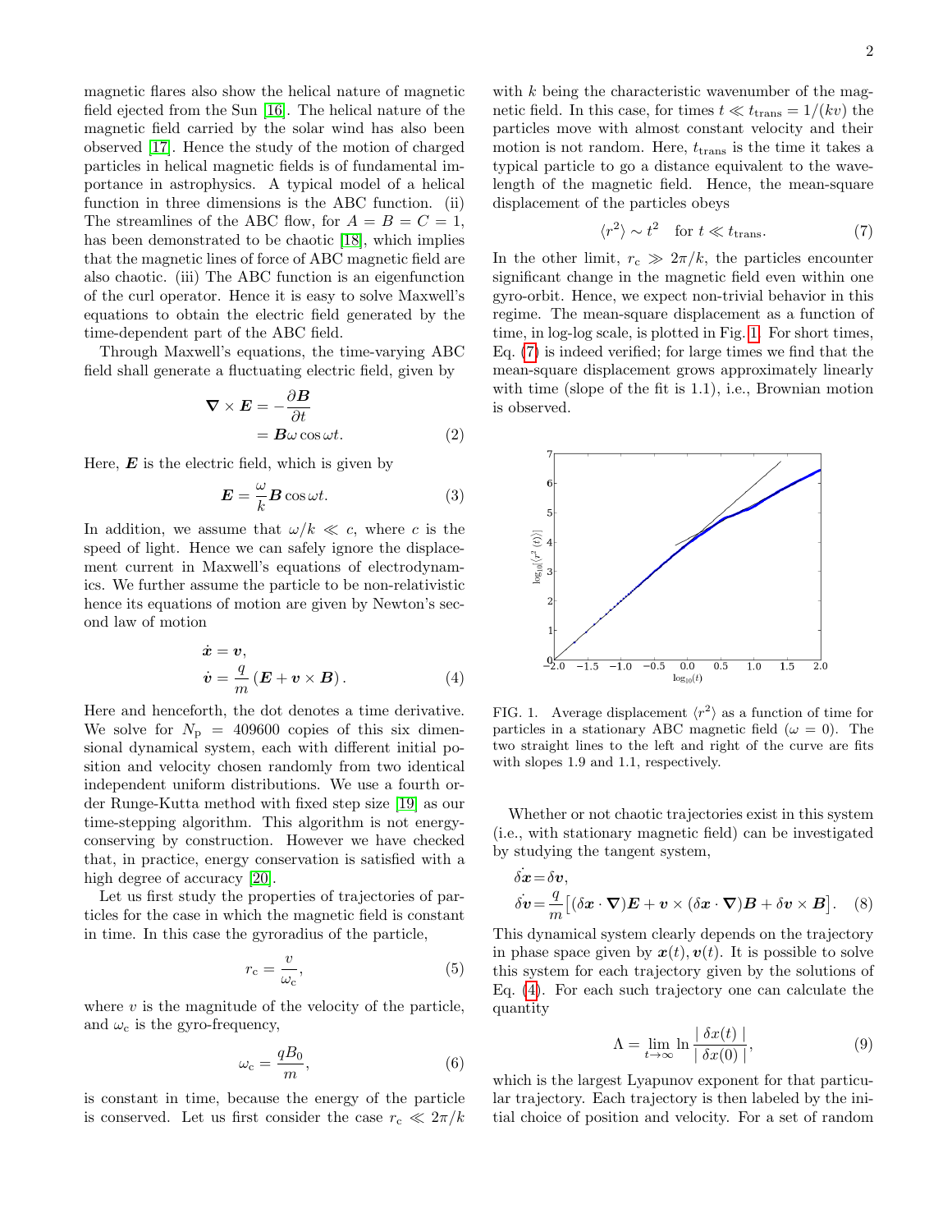magnetic flares also show the helical nature of magnetic field ejected from the Sun [16]. The helical nature of the magnetic field carried by the solar wind has also been observed [17]. Hence the study of the motion of charged particles in helical magnetic fields is of fundamental importance in astrophysics. A typical model of a helical function in three dimensions is the ABC function. (ii) The streamlines of the ABC flow, for $A = B = C = 1$, has been demonstrated to be chaotic [18], which implies that the magnetic lines of force of ABC magnetic field are also chaotic. (iii) The ABC function is an eigenfunction of the curl operator. Hence it is easy to solve Maxwell's equations to obtain the electric field generated by the time-dependent part of the ABC field.

Through Maxwell's equations, the time-varying ABC field shall generate a fluctuating electric field, given by

$$\boldsymbol{\nabla} \times \boldsymbol{E} = -\frac{\partial \boldsymbol{B}}{\partial t} = \boldsymbol{B}\omega \cos \omega t. \quad (2)$$

Here, $\boldsymbol{E}$ is the electric field, which is given by

$$\boldsymbol{E} = \frac{\omega}{k} \boldsymbol{B} \cos \omega t. \quad (3)$$

In addition, we assume that $\omega/k \ll c$, where $c$ is the speed of light. Hence we can safely ignore the displacement current in Maxwell's equations of electrodynamics. We further assume the particle to be non-relativistic hence its equations of motion are given by Newton's second law of motion

$$\dot{\boldsymbol{x}} = \boldsymbol{v}, \qquad \dot{\boldsymbol{v}} = \frac{q}{m} \left( \boldsymbol{E} + \boldsymbol{v} \times \boldsymbol{B} \right). \quad (4)$$

Here and henceforth, the dot denotes a time derivative. We solve for $N_{\rm p} = 409600$ copies of this six dimensional dynamical system, each with different initial position and velocity chosen randomly from two identical independent uniform distributions. We use a fourth order Runge-Kutta method with fixed step size [19] as our time-stepping algorithm. This algorithm is not energy-conserving by construction. However we have checked that, in practice, energy conservation is satisfied with a high degree of accuracy [20].

Let us first study the properties of trajectories of particles for the case in which the magnetic field is constant in time. In this case the gyroradius of the particle,

$$r_{\rm c} = \frac{v}{\omega_{\rm c}}, \quad (5)$$

where $v$ is the magnitude of the velocity of the particle, and $\omega_{\rm c}$ is the gyro-frequency,

$$\omega_{\rm c} = \frac{qB_0}{m}, \quad (6)$$

is constant in time, because the energy of the particle is conserved. Let us first consider the case $r_{\rm c} \ll 2\pi/k$ with $k$ being the characteristic wavenumber of the magnetic field. In this case, for times $t \ll t_{\rm trans} = 1/(kv)$ the particles move with almost constant velocity and their motion is not random. Here, $t_{\rm trans}$ is the time it takes a typical particle to go a distance equivalent to the wavelength of the magnetic field. Hence, the mean-square displacement of the particles obeys

$$\langle r^2 \rangle \sim t^2 \quad \text{for } t \ll t_{\rm trans}. \quad (7)$$

In the other limit, $r_{\rm c} \gg 2\pi/k$, the particles encounter significant change in the magnetic field even within one gyro-orbit. Hence, we expect non-trivial behavior in this regime. The mean-square displacement as a function of time, in log-log scale, is plotted in Fig. 1. For short times, Eq. (7) is indeed verified; for large times we find that the mean-square displacement grows approximately linearly with time (slope of the fit is 1.1), i.e., Brownian motion is observed.

FIG. 1. Average displacement $\langle r^2 \rangle$ as a function of time for particles in a stationary ABC magnetic field ($\omega = 0$). The two straight lines to the left and right of the curve are fits with slopes 1.9 and 1.1, respectively.

Whether or not chaotic trajectories exist in this system (i.e., with stationary magnetic field) can be investigated by studying the tangent system,

$$\dot{\delta \boldsymbol{x}} = \delta \boldsymbol{v}, \qquad \dot{\delta \boldsymbol{v}} = \frac{q}{m} \left[ (\delta \boldsymbol{x} \cdot \boldsymbol{\nabla}) \boldsymbol{E} + \boldsymbol{v} \times (\delta \boldsymbol{x} \cdot \boldsymbol{\nabla}) \boldsymbol{B} + \delta \boldsymbol{v} \times \boldsymbol{B} \right]. \quad (8)$$

This dynamical system clearly depends on the trajectory in phase space given by $\boldsymbol{x}(t), \boldsymbol{v}(t)$. It is possible to solve this system for each trajectory given by the solutions of Eq. (4). For each such trajectory one can calculate the quantity

$$\Lambda = \lim_{t \to \infty} \ln \frac{|\, \delta x(t) \,|}{|\, \delta x(0) \,|}, \quad (9)$$

which is the largest Lyapunov exponent for that particular trajectory. Each trajectory is then labeled by the initial choice of position and velocity. For a set of random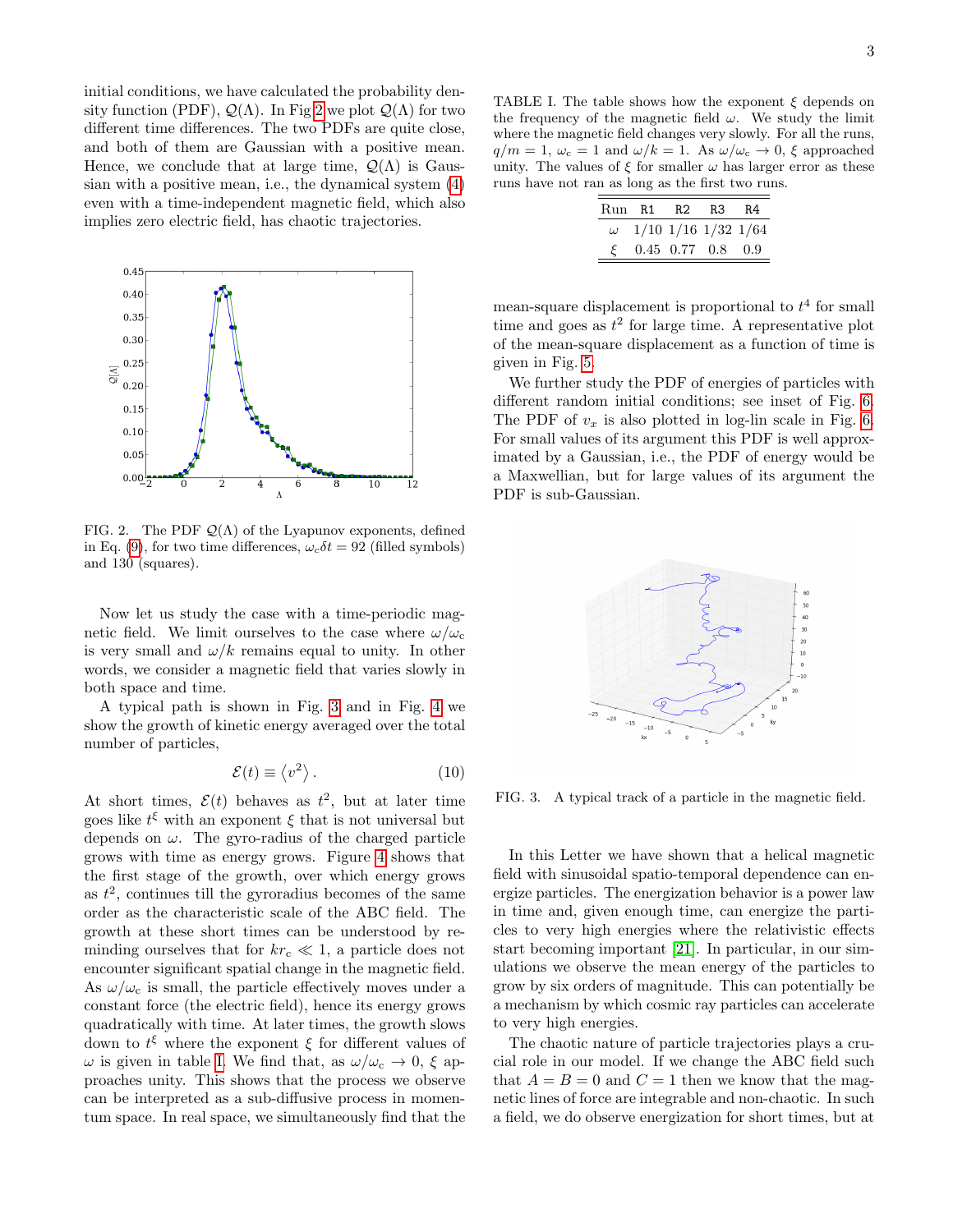initial conditions, we have calculated the probability density function (PDF), $\mathcal{Q}(\Lambda)$. In Fig 2 we plot $\mathcal{Q}(\Lambda)$ for two different time differences. The two PDFs are quite close, and both of them are Gaussian with a positive mean. Hence, we conclude that at large time, $\mathcal{Q}(\Lambda)$ is Gaussian with a positive mean, i.e., the dynamical system (4) even with a time-independent magnetic field, which also implies zero electric field, has chaotic trajectories.

FIG. 2. The PDF $\mathcal{Q}(\Lambda)$ of the Lyapunov exponents, defined in Eq. (9), for two time differences, $\omega_c \delta t = 92$ (filled symbols) and 130 (squares).

Now let us study the case with a time-periodic magnetic field. We limit ourselves to the case where $\omega/\omega_c$ is very small and $\omega/k$ remains equal to unity. In other words, we consider a magnetic field that varies slowly in both space and time.

A typical path is shown in Fig. 3 and in Fig. 4 we show the growth of kinetic energy averaged over the total number of particles,

$$\mathcal{E}(t) \equiv \left\langle v^2 \right\rangle . \tag{10}$$

At short times, $\mathcal{E}(t)$ behaves as $t^2$, but at later time goes like $t^\xi$ with an exponent $\xi$ that is not universal but depends on $\omega$. The gyro-radius of the charged particle grows with time as energy grows. Figure 4 shows that the first stage of the growth, over which energy grows as $t^2$, continues till the gyroradius becomes of the same order as the characteristic scale of the ABC field. The growth at these short times can be understood by reminding ourselves that for $kr_c \ll 1$, a particle does not encounter significant spatial change in the magnetic field. As $\omega/\omega_c$ is small, the particle effectively moves under a constant force (the electric field), hence its energy grows quadratically with time. At later times, the growth slows down to $t^\xi$ where the exponent $\xi$ for different values of $\omega$ is given in table I. We find that, as $\omega/\omega_c \to 0$, $\xi$ approaches unity. This shows that the process we observe can be interpreted as a sub-diffusive process in momentum space. In real space, we simultaneously find that the mean-square displacement is proportional to $t^4$ for small time and goes as $t^2$ for large time. A representative plot of the mean-square displacement as a function of time is given in Fig. 5.

TABLE I. The table shows how the exponent $\xi$ depends on the frequency of the magnetic field $\omega$. We study the limit where the magnetic field changes very slowly. For all the runs, $q/m = 1$, $\omega_c = 1$ and $\omega/k = 1$. As $\omega/\omega_c \to 0$, $\xi$ approached unity. The values of $\xi$ for smaller $\omega$ has larger error as these runs have not ran as long as the first two runs.

| Run | R1 | R2 | R3 | R4 |
|---|---|---|---|---|
| $\omega$ | 1/10 | 1/16 | 1/32 | 1/64 |
| $\xi$ | 0.45 | 0.77 | 0.8 | 0.9 |

We further study the PDF of energies of particles with different random initial conditions; see inset of Fig. 6. The PDF of $v_x$ is also plotted in log-lin scale in Fig. 6. For small values of its argument this PDF is well approximated by a Gaussian, i.e., the PDF of energy would be a Maxwellian, but for large values of its argument the PDF is sub-Gaussian.

FIG. 3. A typical track of a particle in the magnetic field.

In this Letter we have shown that a helical magnetic field with sinusoidal spatio-temporal dependence can energize particles. The energization behavior is a power law in time and, given enough time, can energize the particles to very high energies where the relativistic effects start becoming important [21]. In particular, in our simulations we observe the mean energy of the particles to grow by six orders of magnitude. This can potentially be a mechanism by which cosmic ray particles can accelerate to very high energies.

The chaotic nature of particle trajectories plays a crucial role in our model. If we change the ABC field such that $A = B = 0$ and $C = 1$ then we know that the magnetic lines of force are integrable and non-chaotic. In such a field, we do observe energization for short times, but at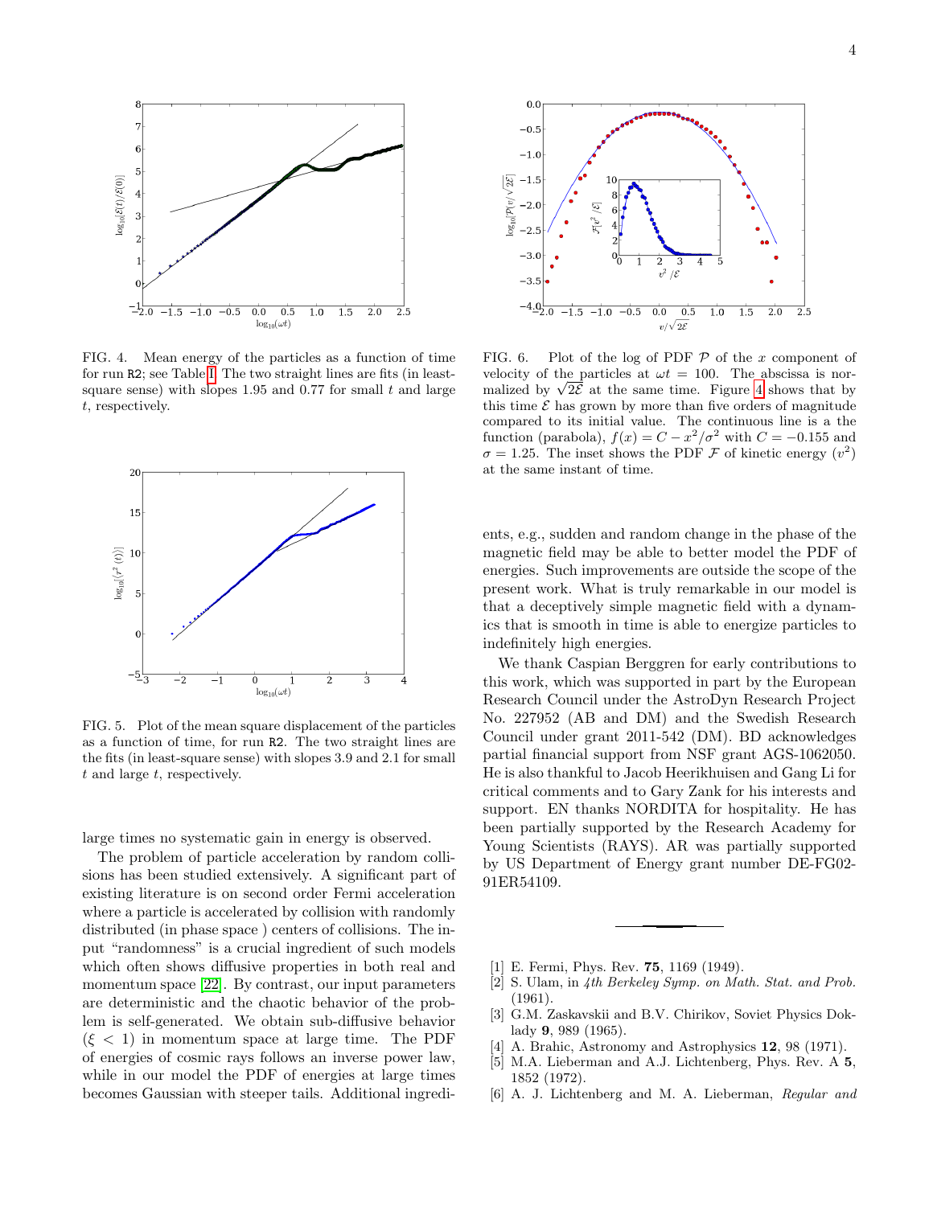FIG. 4. Mean energy of the particles as a function of time for run R2; see Table I. The two straight lines are fits (in least-square sense) with slopes 1.95 and 0.77 for small $t$ and large $t$, respectively.

FIG. 5. Plot of the mean square displacement of the particles as a function of time, for run R2. The two straight lines are the fits (in least-square sense) with slopes 3.9 and 2.1 for small $t$ and large $t$, respectively.

large times no systematic gain in energy is observed.

The problem of particle acceleration by random collisions has been studied extensively. A significant part of existing literature is on second order Fermi acceleration where a particle is accelerated by collision with randomly distributed (in phase space ) centers of collisions. The input "randomness" is a crucial ingredient of such models which often shows diffusive properties in both real and momentum space [22]. By contrast, our input parameters are deterministic and the chaotic behavior of the problem is self-generated. We obtain sub-diffusive behavior ($\xi < 1$) in momentum space at large time. The PDF of energies of cosmic rays follows an inverse power law, while in our model the PDF of energies at large times becomes Gaussian with steeper tails. Additional ingredients, e.g., sudden and random change in the phase of the magnetic field may be able to better model the PDF of energies. Such improvements are outside the scope of the present work. What is truly remarkable in our model is that a deceptively simple magnetic field with a dynamics that is smooth in time is able to energize particles to indefinitely high energies.

FIG. 6. Plot of the log of PDF $\mathcal{P}$ of the $x$ component of velocity of the particles at $\omega t = 100$. The abscissa is normalized by $\sqrt{2\mathcal{E}}$ at the same time. Figure 4 shows that by this time $\mathcal{E}$ has grown by more than five orders of magnitude compared to its initial value. The continuous line is a the function (parabola), $f(x) = C - x^2/\sigma^2$ with $C = -0.155$ and $\sigma = 1.25$. The inset shows the PDF $\mathcal{F}$ of kinetic energy ($v^2$) at the same instant of time.

We thank Caspian Berggren for early contributions to this work, which was supported in part by the European Research Council under the AstroDyn Research Project No. 227952 (AB and DM) and the Swedish Research Council under grant 2011-542 (DM). BD acknowledges partial financial support from NSF grant AGS-1062050. He is also thankful to Jacob Heerikhuisen and Gang Li for critical comments and to Gary Zank for his interests and support. EN thanks NORDITA for hospitality. He has been partially supported by the Research Academy for Young Scientists (RAYS). AR was partially supported by US Department of Energy grant number DE-FG02-91ER54109.

---

[1] E. Fermi, Phys. Rev. **75**, 1169 (1949).
[2] S. Ulam, in *4th Berkeley Symp. on Math. Stat. and Prob.* (1961).
[3] G.M. Zaskavskii and B.V. Chirikov, Soviet Physics Doklady **9**, 989 (1965).
[4] A. Brahic, Astronomy and Astrophysics **12**, 98 (1971).
[5] M.A. Lieberman and A.J. Lichtenberg, Phys. Rev. A **5**, 1852 (1972).
[6] A. J. Lichtenberg and M. A. Lieberman, *Regular and*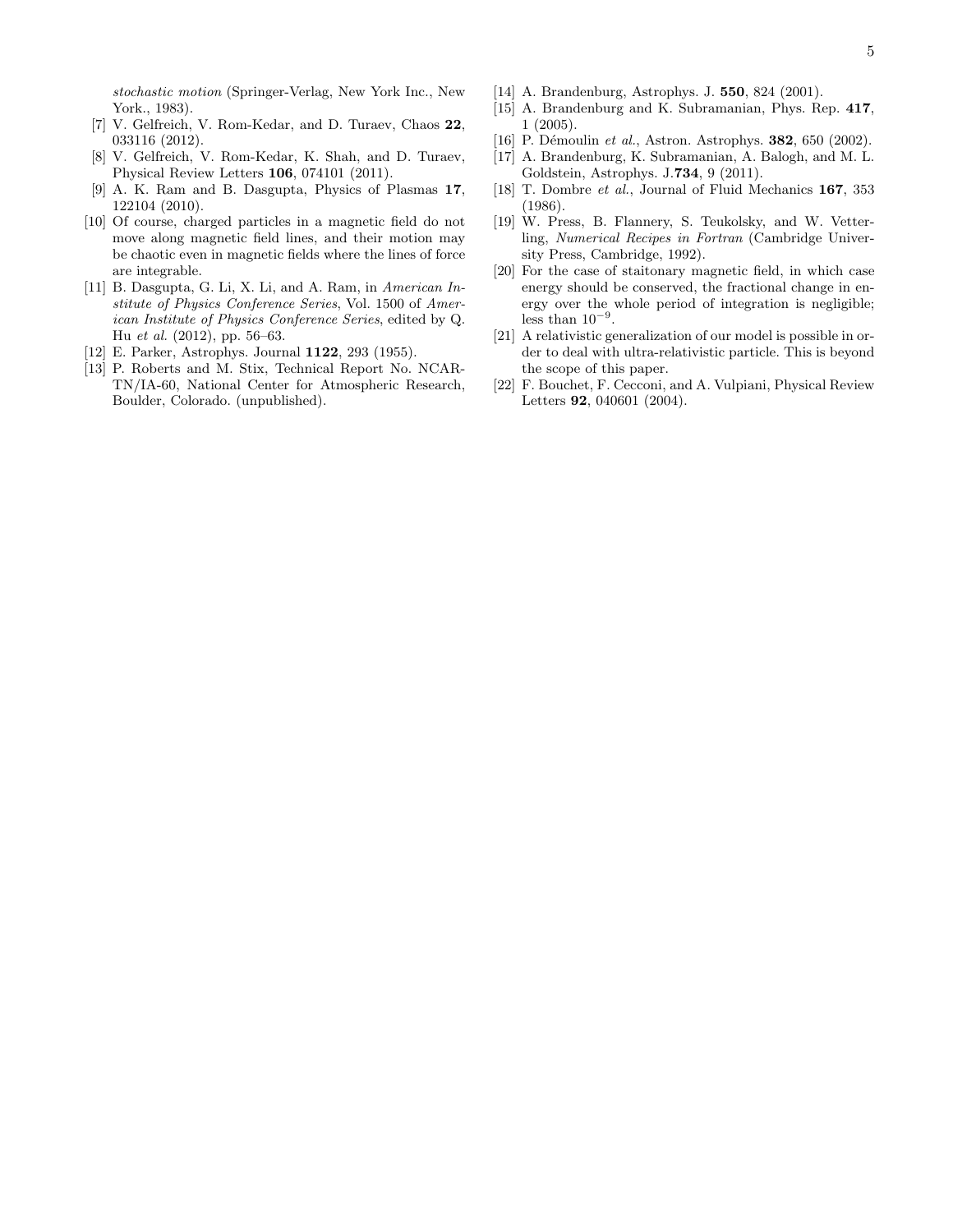*stochastic motion* (Springer-Verlag, New York Inc., New York., 1983).

[7] V. Gelfreich, V. Rom-Kedar, and D. Turaev, Chaos **22**, 033116 (2012).

[8] V. Gelfreich, V. Rom-Kedar, K. Shah, and D. Turaev, Physical Review Letters **106**, 074101 (2011).

[9] A. K. Ram and B. Dasgupta, Physics of Plasmas **17**, 122104 (2010).

[10] Of course, charged particles in a magnetic field do not move along magnetic field lines, and their motion may be chaotic even in magnetic fields where the lines of force are integrable.

[11] B. Dasgupta, G. Li, X. Li, and A. Ram, in *American Institute of Physics Conference Series*, Vol. 1500 of *American Institute of Physics Conference Series*, edited by Q. Hu *et al.* (2012), pp. 56–63.

[12] E. Parker, Astrophys. Journal **1122**, 293 (1955).

[13] P. Roberts and M. Stix, Technical Report No. NCAR-TN/IA-60, National Center for Atmospheric Research, Boulder, Colorado. (unpublished).

[14] A. Brandenburg, Astrophys. J. **550**, 824 (2001).

[15] A. Brandenburg and K. Subramanian, Phys. Rep. **417**, 1 (2005).

[16] P. Démoulin *et al.*, Astron. Astrophys. **382**, 650 (2002).

[17] A. Brandenburg, K. Subramanian, A. Balogh, and M. L. Goldstein, Astrophys. J.**734**, 9 (2011).

[18] T. Dombre *et al.*, Journal of Fluid Mechanics **167**, 353 (1986).

[19] W. Press, B. Flannery, S. Teukolsky, and W. Vetterling, *Numerical Recipes in Fortran* (Cambridge University Press, Cambridge, 1992).

[20] For the case of staitonary magnetic field, in which case energy should be conserved, the fractional change in energy over the whole period of integration is negligible; less than $10^{-9}$.

[21] A relativistic generalization of our model is possible in order to deal with ultra-relativistic particle. This is beyond the scope of this paper.

[22] F. Bouchet, F. Cecconi, and A. Vulpiani, Physical Review Letters **92**, 040601 (2004).